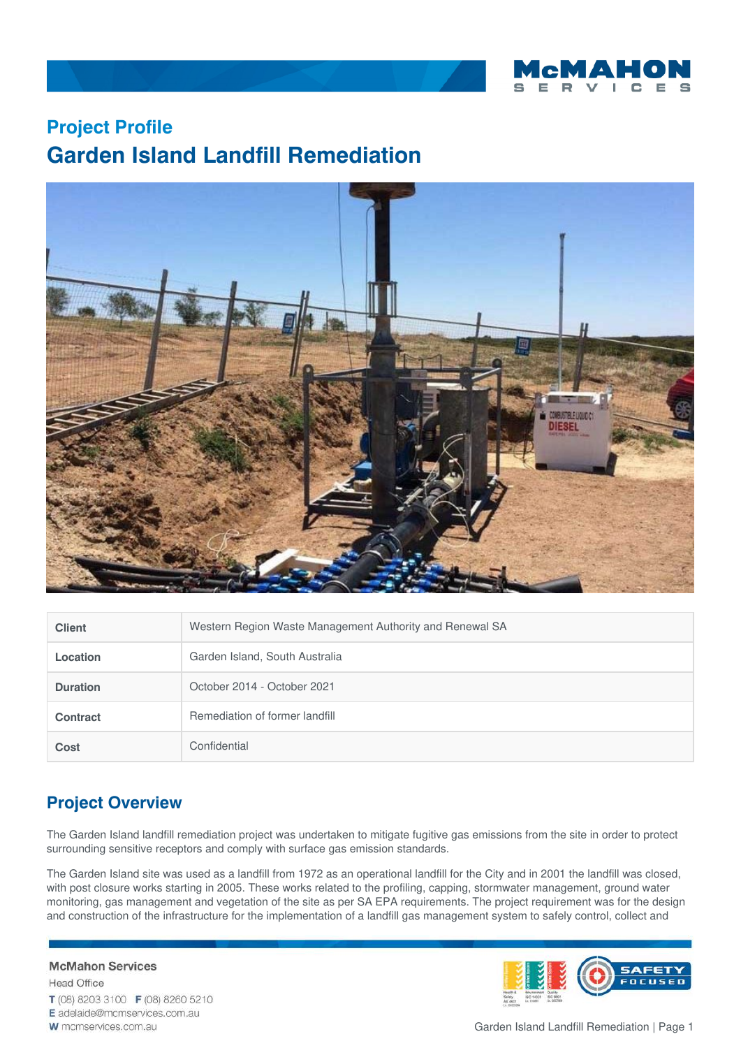Project Profile

# Garden Island Landfill Remediation

| Client | Western Region Waste Management Authority and Renewal SA |
|---|---|
| Location | Garden Island, South Australia |
| Duration | October 2014 - October 2021 |
| Contract | Remediation of former landfill |
| Cost | Confidential |

## Project Overview

The Garden Island landfill remediation project was undertaken to mitigate fugitive gas emissions from the site in order to protect surrounding sensitive receptors and comply with surface gas emission standards.

The Garden Island site was used as a landfill from 1972 as an operational landfill for the City and in 2001 the landfill was closed, with post closure works starting in 2005. These works related to the profiling, capping, stormwater management, ground water monitoring, gas management and vegetation of the site as per SA EPA requirements. The project requirement was for the design and construction of the infrastructure for the implementation of a landfill gas management system to safely control, collect and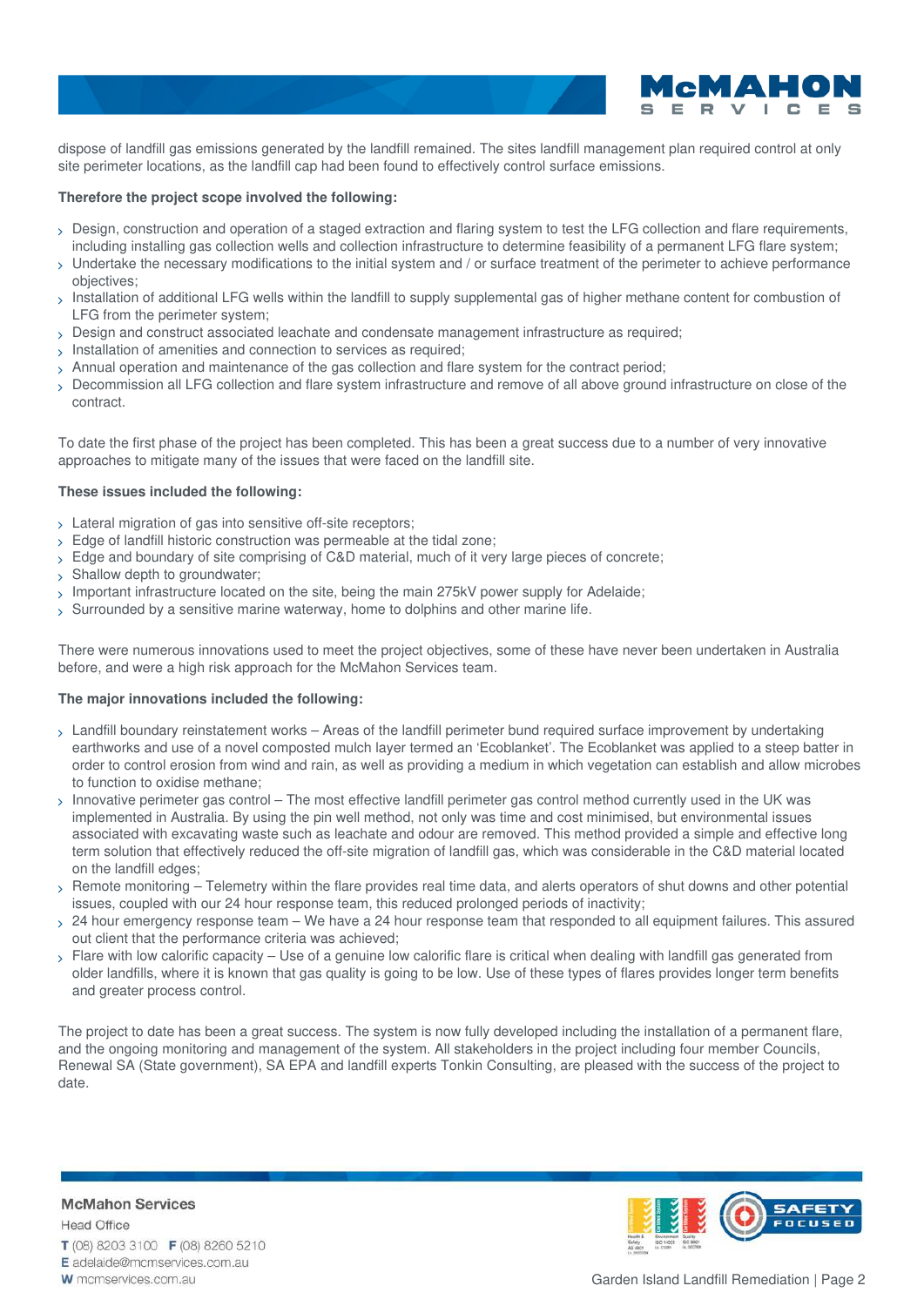dispose of landfill gas emissions generated by the landfill remained. The sites landfill management plan required control at only site perimeter locations, as the landfill cap had been found to effectively control surface emissions.

**Therefore the project scope involved the following:**

- Design, construction and operation of a staged extraction and flaring system to test the LFG collection and flare requirements, including installing gas collection wells and collection infrastructure to determine feasibility of a permanent LFG flare system;
- Undertake the necessary modifications to the initial system and / or surface treatment of the perimeter to achieve performance objectives;
- Installation of additional LFG wells within the landfill to supply supplemental gas of higher methane content for combustion of LFG from the perimeter system;
- Design and construct associated leachate and condensate management infrastructure as required;
- Installation of amenities and connection to services as required;
- Annual operation and maintenance of the gas collection and flare system for the contract period;
- Decommission all LFG collection and flare system infrastructure and remove of all above ground infrastructure on close of the contract.

To date the first phase of the project has been completed. This has been a great success due to a number of very innovative approaches to mitigate many of the issues that were faced on the landfill site.

**These issues included the following:**

- Lateral migration of gas into sensitive off-site receptors;
- Edge of landfill historic construction was permeable at the tidal zone;
- Edge and boundary of site comprising of C&D material, much of it very large pieces of concrete;
- Shallow depth to groundwater;
- Important infrastructure located on the site, being the main 275kV power supply for Adelaide;
- Surrounded by a sensitive marine waterway, home to dolphins and other marine life.

There were numerous innovations used to meet the project objectives, some of these have never been undertaken in Australia before, and were a high risk approach for the McMahon Services team.

**The major innovations included the following:**

- Landfill boundary reinstatement works – Areas of the landfill perimeter bund required surface improvement by undertaking earthworks and use of a novel composted mulch layer termed an 'Ecoblanket'. The Ecoblanket was applied to a steep batter in order to control erosion from wind and rain, as well as providing a medium in which vegetation can establish and allow microbes to function to oxidise methane;
- Innovative perimeter gas control – The most effective landfill perimeter gas control method currently used in the UK was implemented in Australia. By using the pin well method, not only was time and cost minimised, but environmental issues associated with excavating waste such as leachate and odour are removed. This method provided a simple and effective long term solution that effectively reduced the off-site migration of landfill gas, which was considerable in the C&D material located on the landfill edges;
- Remote monitoring – Telemetry within the flare provides real time data, and alerts operators of shut downs and other potential issues, coupled with our 24 hour response team, this reduced prolonged periods of inactivity;
- 24 hour emergency response team – We have a 24 hour response team that responded to all equipment failures. This assured out client that the performance criteria was achieved;
- Flare with low calorific capacity – Use of a genuine low calorific flare is critical when dealing with landfill gas generated from older landfills, where it is known that gas quality is going to be low. Use of these types of flares provides longer term benefits and greater process control.

The project to date has been a great success. The system is now fully developed including the installation of a permanent flare, and the ongoing monitoring and management of the system. All stakeholders in the project including four member Councils, Renewal SA (State government), SA EPA and landfill experts Tonkin Consulting, are pleased with the success of the project to date.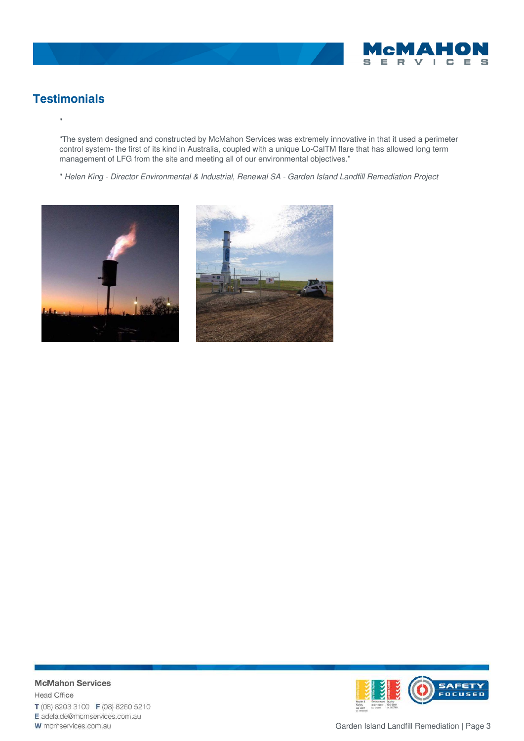## Testimonials

"

“The system designed and constructed by McMahon Services was extremely innovative in that it used a perimeter control system- the first of its kind in Australia, coupled with a unique Lo-CalTM flare that has allowed long term management of LFG from the site and meeting all of our environmental objectives.”

" *Helen King - Director Environmental & Industrial, Renewal SA - Garden Island Landfill Remediation Project*

**McMahon Services**
Head Office
**T** (08) 8203 3100 **F** (08) 8260 5210
**E** adelaide@mcmservices.com.au
**W** mcmservices.com.au